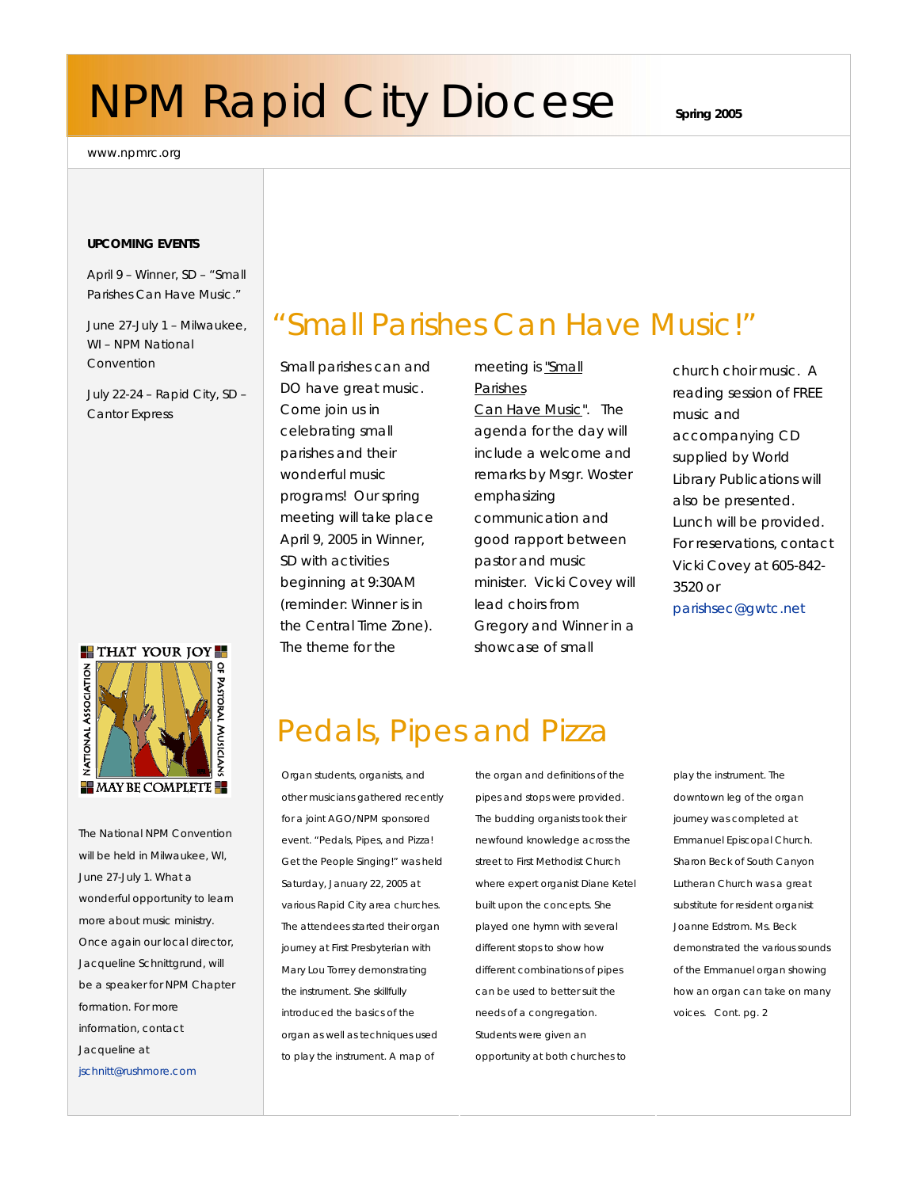# NPM Rapid City Diocese

**Spring 2005**

www.npmrc.org

**UPCOMING EVENTS**

April 9 – Winner, SD – "Small Parishes Can Have Music."

June 27-July 1 – Milwaukee, WI – NPM National Convention

July 22-24 – Rapid City, SD – Cantor Express

THAT YOUR JOY MAY BE COMPLETE — NATIONAL ASSOCIATION OF PASTORAL MUSICIANS

The National NPM Convention will be held in Milwaukee, WI, June 27-July 1. What a wonderful opportunity to learn more about music ministry. Once again our local director, Jacqueline Schnittgrund, will be a speaker for NPM Chapter formation. For more information, contact Jacqueline at jschnitt@rushmore.com

## "Small Parishes Can Have Music!"

Small parishes can and DO have great music. Come join us in celebrating small parishes and their wonderful music programs! Our spring meeting will take place April 9, 2005 in Winner, SD with activities beginning at 9:30AM (reminder: Winner is in the Central Time Zone). The theme for the meeting is "Small Parishes Can Have Music". The agenda for the day will include a welcome and remarks by Msgr. Woster emphasizing communication and good rapport between pastor and music minister. Vicki Covey will lead choirs from Gregory and Winner in a showcase of small church choir music. A reading session of FREE music and accompanying CD supplied by World Library Publications will also be presented. Lunch will be provided. For reservations, contact Vicki Covey at 605-842-3520 or parishsec@gwtc.net

## Pedals, Pipes and Pizza

Organ students, organists, and other musicians gathered recently for a joint AGO/NPM sponsored event. "Pedals, Pipes, and Pizza! Get the People Singing!" was held Saturday, January 22, 2005 at various Rapid City area churches. The attendees started their organ journey at First Presbyterian with Mary Lou Torrey demonstrating the instrument. She skillfully introduced the basics of the organ as well as techniques used to play the instrument. A map of the organ and definitions of the pipes and stops were provided. The budding organists took their newfound knowledge across the street to First Methodist Church where expert organist Diane Ketel built upon the concepts. She played one hymn with several different stops to show how different combinations of pipes can be used to better suit the needs of a congregation. Students were given an opportunity at both churches to play the instrument. The downtown leg of the organ journey was completed at Emmanuel Episcopal Church. Sharon Beck of South Canyon Lutheran Church was a great substitute for resident organist Joanne Edstrom. Ms. Beck demonstrated the various sounds of the Emmanuel organ showing how an organ can take on many voices. Cont. pg. 2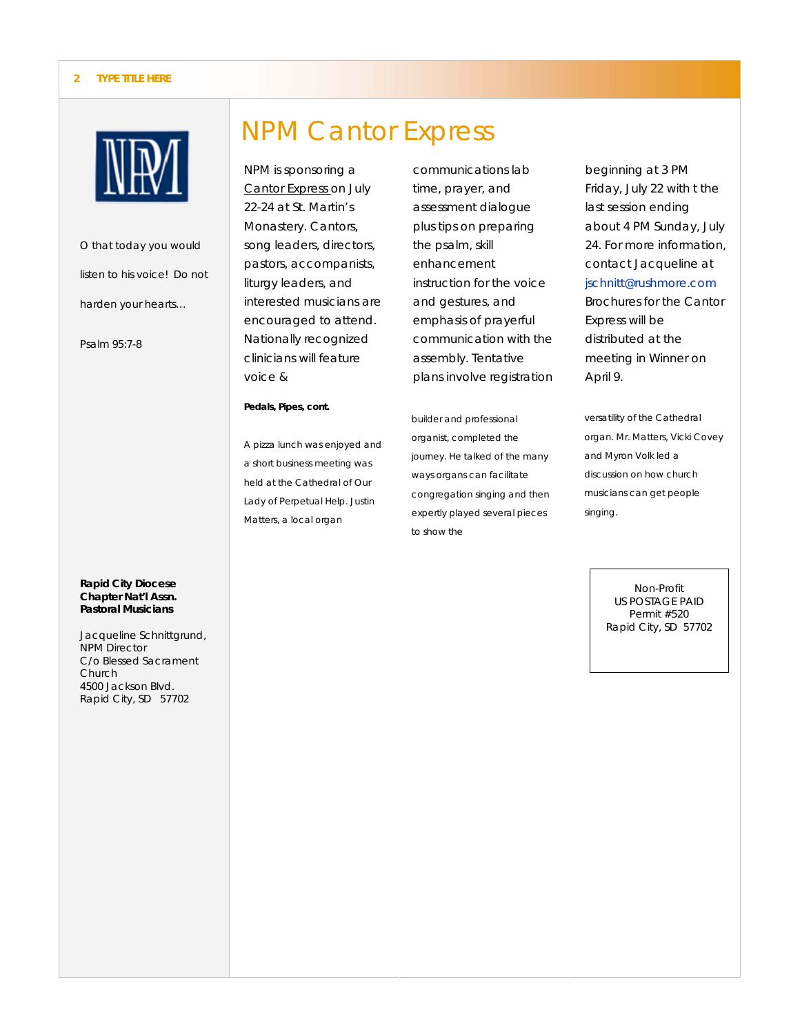O that today you would listen to his voice! Do not harden your hearts…

Psalm 95:7-8

# NPM Cantor Express

NPM is sponsoring a Cantor Express on July 22-24 at St. Martin's Monastery. Cantors, song leaders, directors, pastors, accompanists, liturgy leaders, and interested musicians are encouraged to attend. Nationally recognized clinicians will feature voice & communications lab time, prayer, and assessment dialogue plus tips on preparing the psalm, skill enhancement instruction for the voice and gestures, and emphasis of prayerful communication with the assembly. Tentative plans involve registration beginning at 3 PM Friday, July 22 with t the last session ending about 4 PM Sunday, July 24. For more information, contact Jacqueline at jschnitt@rushmore.com Brochures for the Cantor Express will be distributed at the meeting in Winner on April 9.

**Pedals, Pipes, cont.**

A pizza lunch was enjoyed and a short business meeting was held at the Cathedral of Our Lady of Perpetual Help. Justin Matters, a local organ builder and professional organist, completed the journey. He talked of the many ways organs can facilitate congregation singing and then expertly played several pieces to show the versatility of the Cathedral organ. Mr. Matters, Vicki Covey and Myron Volk led a discussion on how church musicians can get people singing.

**Rapid City Diocese Chapter Nat'l Assn. Pastoral Musicians**

Jacqueline Schnittgrund, NPM Director
C/o Blessed Sacrament Church
4500 Jackson Blvd.
Rapid City, SD 57702

Non-Profit
US POSTAGE PAID
Permit #520
Rapid City, SD 57702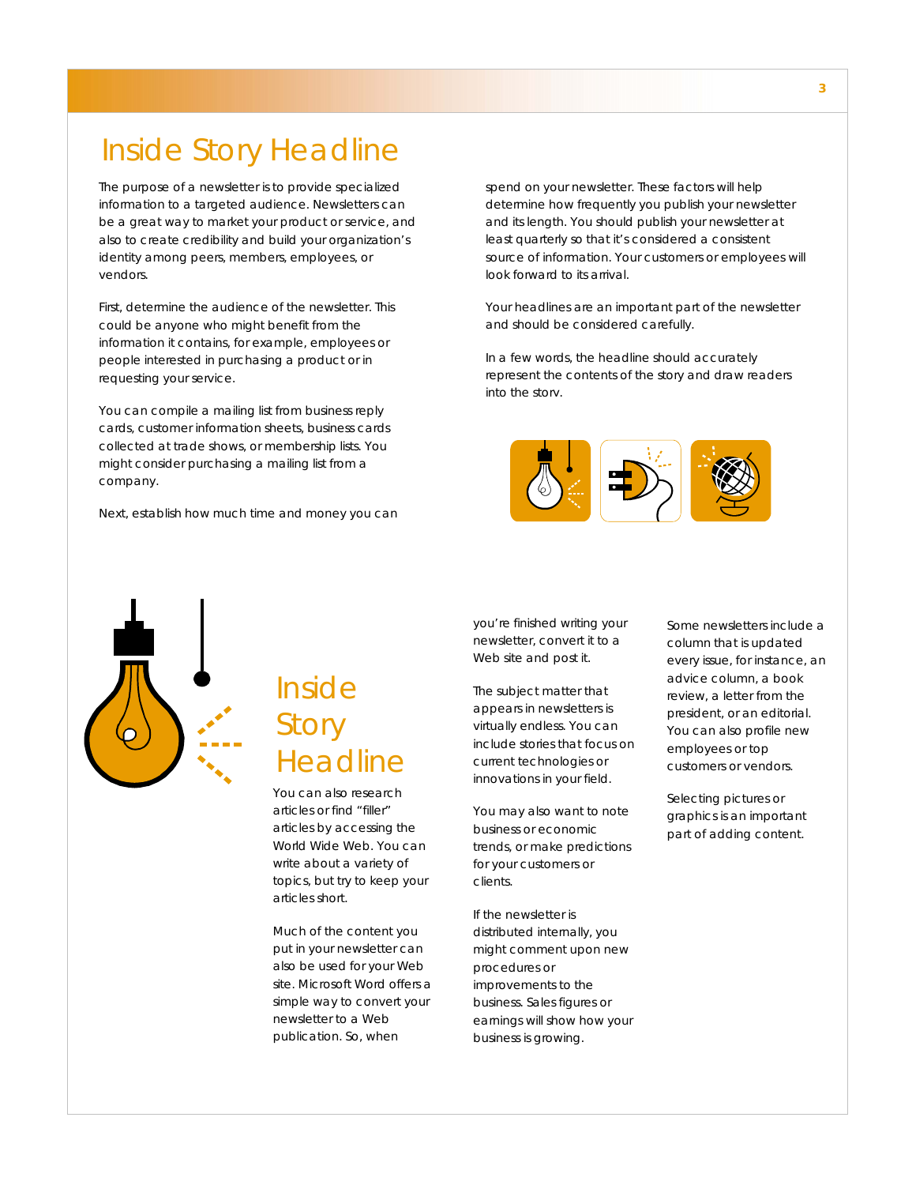# Inside Story Headline

The purpose of a newsletter is to provide specialized information to a targeted audience. Newsletters can be a great way to market your product or service, and also to create credibility and build your organization's identity among peers, members, employees, or vendors.

First, determine the audience of the newsletter. This could be anyone who might benefit from the information it contains, for example, employees or people interested in purchasing a product or in requesting your service.

You can compile a mailing list from business reply cards, customer information sheets, business cards collected at trade shows, or membership lists. You might consider purchasing a mailing list from a company.

Next, establish how much time and money you can spend on your newsletter. These factors will help determine how frequently you publish your newsletter and its length. You should publish your newsletter at least quarterly so that it's considered a consistent source of information. Your customers or employees will look forward to its arrival.

Your headlines are an important part of the newsletter and should be considered carefully.

In a few words, the headline should accurately represent the contents of the story and draw readers into the story.

# Inside Story Headline

You can also research articles or find "filler" articles by accessing the World Wide Web. You can write about a variety of topics, but try to keep your articles short.

Much of the content you put in your newsletter can also be used for your Web site. Microsoft Word offers a simple way to convert your newsletter to a Web publication. So, when you're finished writing your newsletter, convert it to a Web site and post it.

The subject matter that appears in newsletters is virtually endless. You can include stories that focus on current technologies or innovations in your field.

You may also want to note business or economic trends, or make predictions for your customers or clients.

If the newsletter is distributed internally, you might comment upon new procedures or improvements to the business. Sales figures or earnings will show how your business is growing.

Some newsletters include a column that is updated every issue, for instance, an advice column, a book review, a letter from the president, or an editorial. You can also profile new employees or top customers or vendors.

Selecting pictures or graphics is an important part of adding content.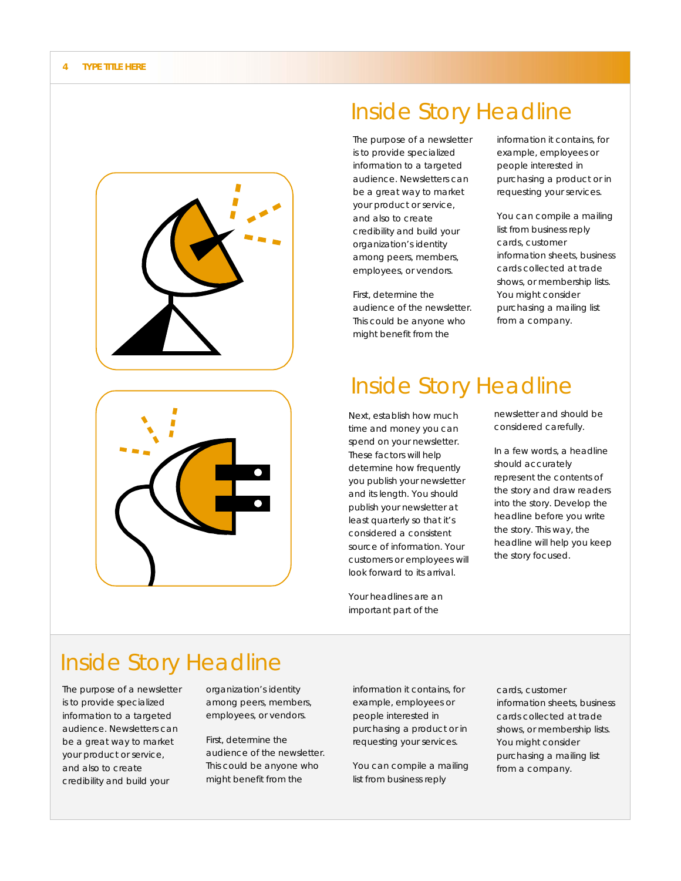# Inside Story Headline

The purpose of a newsletter is to provide specialized information to a targeted audience. Newsletters can be a great way to market your product or service, and also to create credibility and build your organization's identity among peers, members, employees, or vendors.

First, determine the audience of the newsletter. This could be anyone who might benefit from the information it contains, for example, employees or people interested in purchasing a product or in requesting your services.

You can compile a mailing list from business reply cards, customer information sheets, business cards collected at trade shows, or membership lists. You might consider purchasing a mailing list from a company.

# Inside Story Headline

Next, establish how much time and money you can spend on your newsletter. These factors will help determine how frequently you publish your newsletter and its length. You should publish your newsletter at least quarterly so that it's considered a consistent source of information. Your customers or employees will look forward to its arrival.

Your headlines are an important part of the newsletter and should be considered carefully.

In a few words, a headline should accurately represent the contents of the story and draw readers into the story. Develop the headline before you write the story. This way, the headline will help you keep the story focused.

# Inside Story Headline

The purpose of a newsletter is to provide specialized information to a targeted audience. Newsletters can be a great way to market your product or service, and also to create credibility and build your organization's identity among peers, members, employees, or vendors.

First, determine the audience of the newsletter. This could be anyone who might benefit from the information it contains, for example, employees or people interested in purchasing a product or in requesting your services.

You can compile a mailing list from business reply cards, customer information sheets, business cards collected at trade shows, or membership lists. You might consider purchasing a mailing list from a company.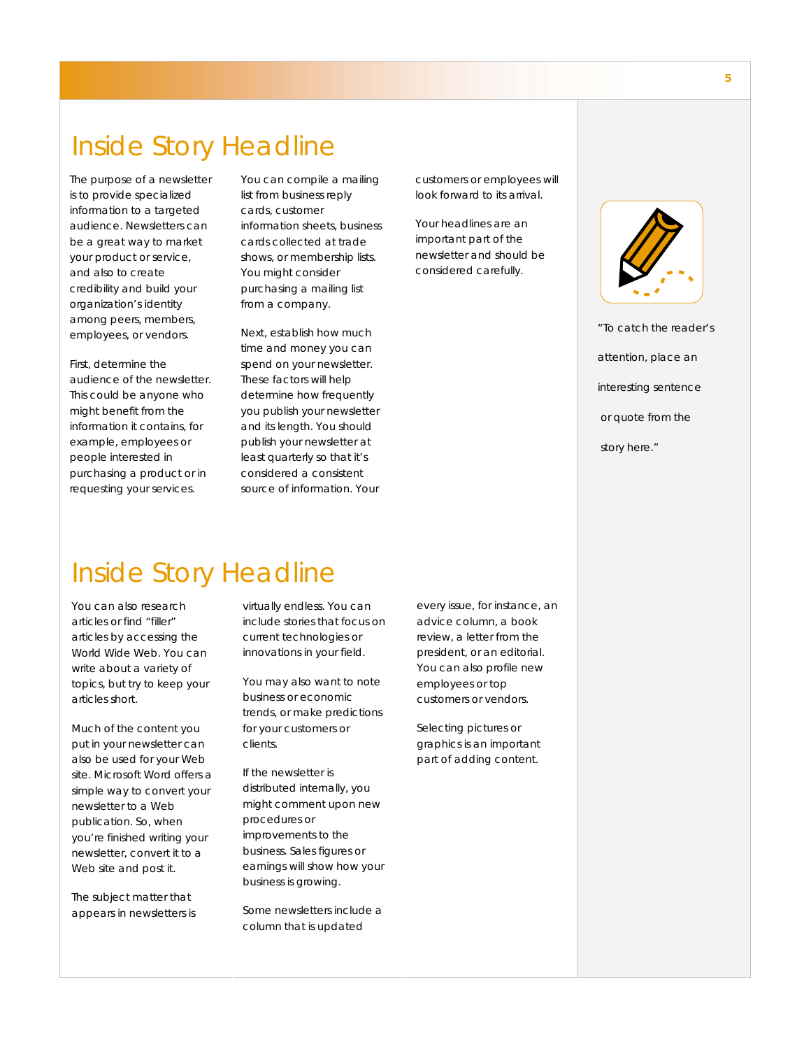# Inside Story Headline

The purpose of a newsletter is to provide specialized information to a targeted audience. Newsletters can be a great way to market your product or service, and also to create credibility and build your organization's identity among peers, members, employees, or vendors.

First, determine the audience of the newsletter. This could be anyone who might benefit from the information it contains, for example, employees or people interested in purchasing a product or in requesting your services.

You can compile a mailing list from business reply cards, customer information sheets, business cards collected at trade shows, or membership lists. You might consider purchasing a mailing list from a company.

Next, establish how much time and money you can spend on your newsletter. These factors will help determine how frequently you publish your newsletter and its length. You should publish your newsletter at least quarterly so that it's considered a consistent source of information. Your customers or employees will look forward to its arrival.

Your headlines are an important part of the newsletter and should be considered carefully.

"To catch the reader's attention, place an interesting sentence or quote from the story here."

# Inside Story Headline

You can also research articles or find "filler" articles by accessing the World Wide Web. You can write about a variety of topics, but try to keep your articles short.

Much of the content you put in your newsletter can also be used for your Web site. Microsoft Word offers a simple way to convert your newsletter to a Web publication. So, when you're finished writing your newsletter, convert it to a Web site and post it.

The subject matter that appears in newsletters is virtually endless. You can include stories that focus on current technologies or innovations in your field.

You may also want to note business or economic trends, or make predictions for your customers or clients.

If the newsletter is distributed internally, you might comment upon new procedures or improvements to the business. Sales figures or earnings will show how your business is growing.

Some newsletters include a column that is updated every issue, for instance, an advice column, a book review, a letter from the president, or an editorial. You can also profile new employees or top customers or vendors.

Selecting pictures or graphics is an important part of adding content.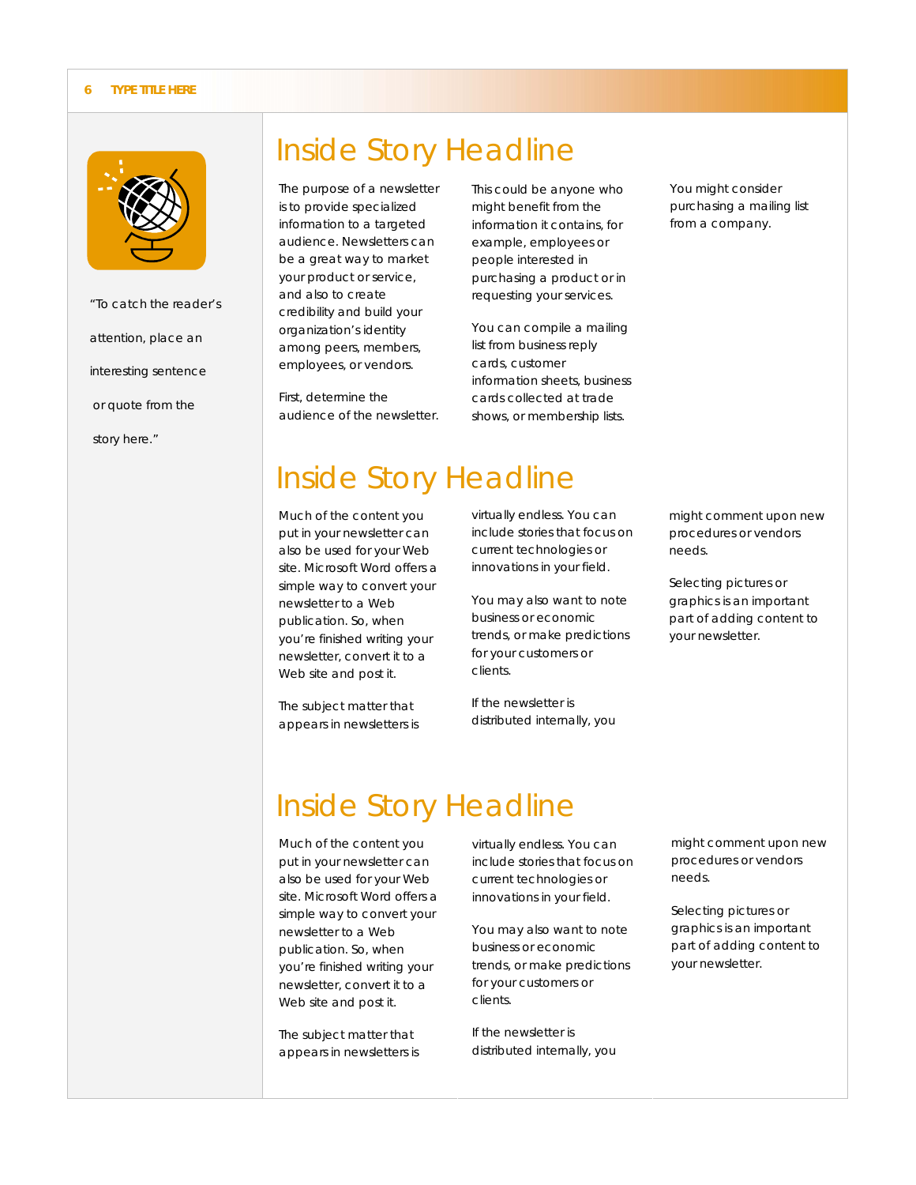"To catch the reader's attention, place an interesting sentence or quote from the story here."

## Inside Story Headline

The purpose of a newsletter is to provide specialized information to a targeted audience. Newsletters can be a great way to market your product or service, and also to create credibility and build your organization's identity among peers, members, employees, or vendors.

First, determine the audience of the newsletter. This could be anyone who might benefit from the information it contains, for example, employees or people interested in purchasing a product or in requesting your services.

You can compile a mailing list from business reply cards, customer information sheets, business cards collected at trade shows, or membership lists. You might consider purchasing a mailing list from a company.

## Inside Story Headline

Much of the content you put in your newsletter can also be used for your Web site. Microsoft Word offers a simple way to convert your newsletter to a Web publication. So, when you're finished writing your newsletter, convert it to a Web site and post it.

The subject matter that appears in newsletters is virtually endless. You can include stories that focus on current technologies or innovations in your field.

You may also want to note business or economic trends, or make predictions for your customers or clients.

If the newsletter is distributed internally, you might comment upon new procedures or vendors needs.

Selecting pictures or graphics is an important part of adding content to your newsletter.

## Inside Story Headline

Much of the content you put in your newsletter can also be used for your Web site. Microsoft Word offers a simple way to convert your newsletter to a Web publication. So, when you're finished writing your newsletter, convert it to a Web site and post it.

The subject matter that appears in newsletters is virtually endless. You can include stories that focus on current technologies or innovations in your field.

You may also want to note business or economic trends, or make predictions for your customers or clients.

If the newsletter is distributed internally, you might comment upon new procedures or vendors needs.

Selecting pictures or graphics is an important part of adding content to your newsletter.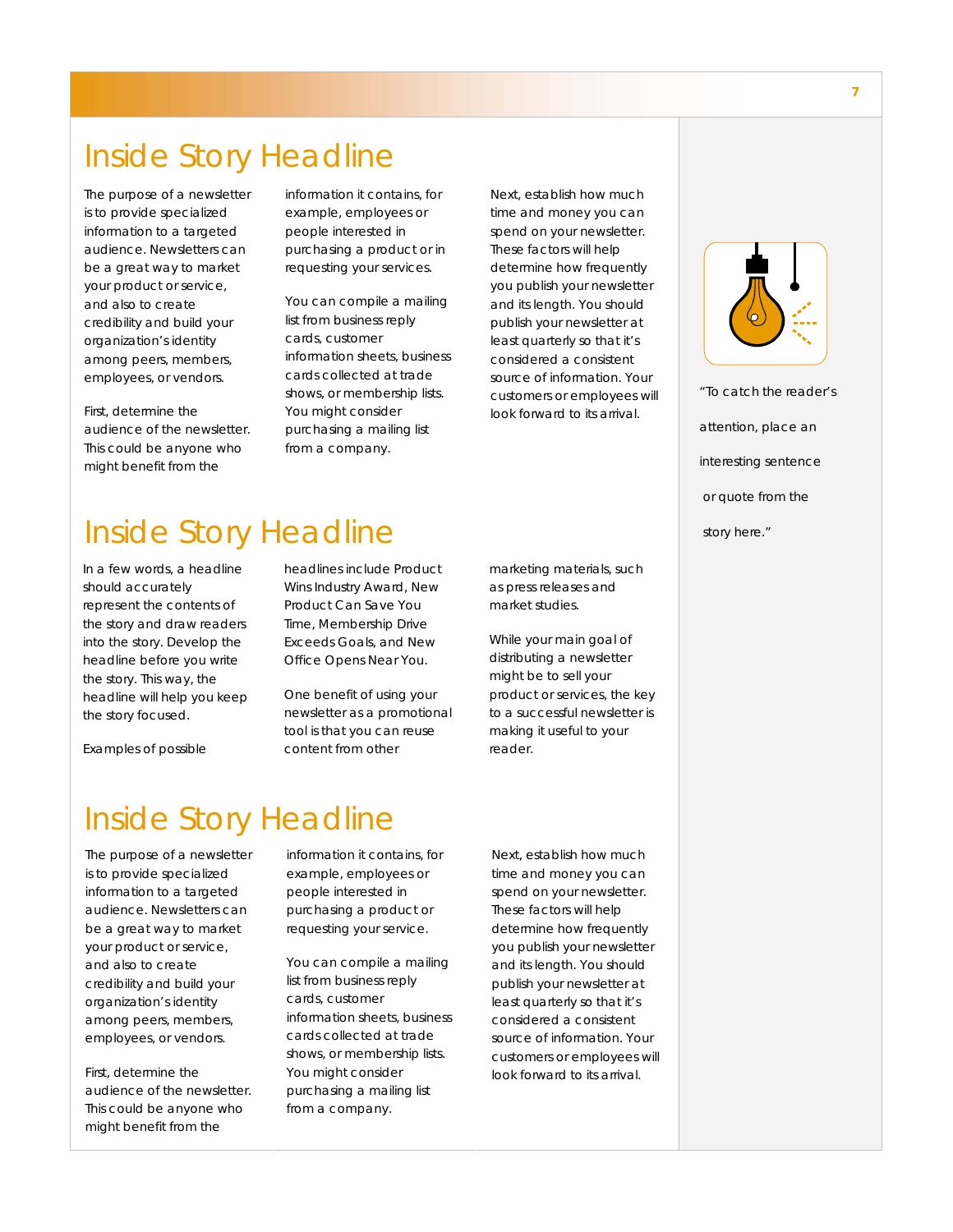## Inside Story Headline

The purpose of a newsletter is to provide specialized information to a targeted audience. Newsletters can be a great way to market your product or service, and also to create credibility and build your organization's identity among peers, members, employees, or vendors.

First, determine the audience of the newsletter. This could be anyone who might benefit from the information it contains, for example, employees or people interested in purchasing a product or in requesting your services.

You can compile a mailing list from business reply cards, customer information sheets, business cards collected at trade shows, or membership lists. You might consider purchasing a mailing list from a company.

Next, establish how much time and money you can spend on your newsletter. These factors will help determine how frequently you publish your newsletter and its length. You should publish your newsletter at least quarterly so that it's considered a consistent source of information. Your customers or employees will look forward to its arrival.

## Inside Story Headline

In a few words, a headline should accurately represent the contents of the story and draw readers into the story. Develop the headline before you write the story. This way, the headline will help you keep the story focused.

Examples of possible headlines include Product Wins Industry Award, New Product Can Save You Time, Membership Drive Exceeds Goals, and New Office Opens Near You.

One benefit of using your newsletter as a promotional tool is that you can reuse content from other marketing materials, such as press releases and market studies.

While your main goal of distributing a newsletter might be to sell your product or services, the key to a successful newsletter is making it useful to your reader.

## Inside Story Headline

The purpose of a newsletter is to provide specialized information to a targeted audience. Newsletters can be a great way to market your product or service, and also to create credibility and build your organization's identity among peers, members, employees, or vendors.

First, determine the audience of the newsletter. This could be anyone who might benefit from the information it contains, for example, employees or people interested in purchasing a product or requesting your service.

You can compile a mailing list from business reply cards, customer information sheets, business cards collected at trade shows, or membership lists. You might consider purchasing a mailing list from a company.

Next, establish how much time and money you can spend on your newsletter. These factors will help determine how frequently you publish your newsletter and its length. You should publish your newsletter at least quarterly so that it's considered a consistent source of information. Your customers or employees will look forward to its arrival.

"To catch the reader's attention, place an interesting sentence or quote from the story here."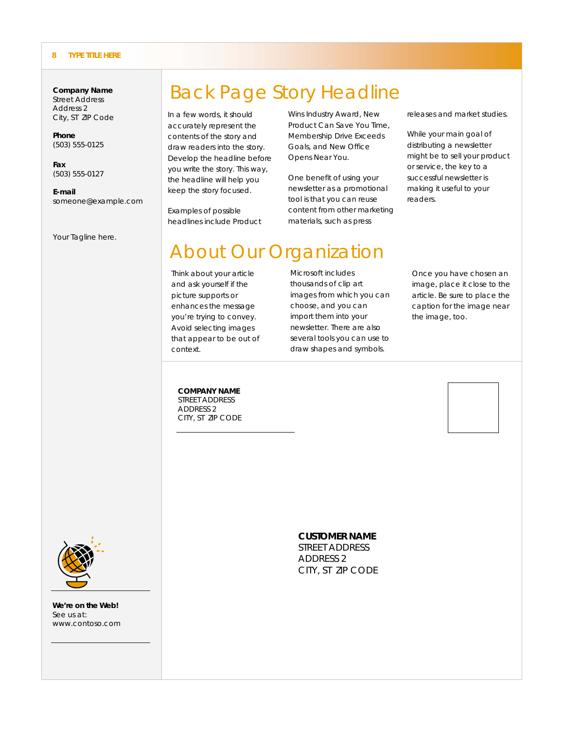**Company Name**
Street Address
Address 2
City, ST ZIP Code

**Phone**
(503) 555-0125

**Fax**
(503) 555-0127

**E-mail**
someone@example.com

Your Tagline here.

# Back Page Story Headline

In a few words, it should accurately represent the contents of the story and draw readers into the story. Develop the headline before you write the story. This way, the headline will help you keep the story focused.

Examples of possible headlines include Product Wins Industry Award, New Product Can Save You Time, Membership Drive Exceeds Goals, and New Office Opens Near You.

One benefit of using your newsletter as a promotional tool is that you can reuse content from other marketing materials, such as press releases and market studies.

While your main goal of distributing a newsletter might be to sell your product or service, the key to a successful newsletter is making it useful to your readers.

# About Our Organization

Think about your article and ask yourself if the picture supports or enhances the message you're trying to convey. Avoid selecting images that appear to be out of context.

Microsoft includes thousands of clip art images from which you can choose, and you can import them into your newsletter. There are also several tools you can use to draw shapes and symbols.

Once you have chosen an image, place it close to the article. Be sure to place the caption for the image near the image, too.

**COMPANY NAME**
STREET ADDRESS
ADDRESS 2
CITY, ST ZIP CODE

**CUSTOMER NAME**
STREET ADDRESS
ADDRESS 2
CITY, ST ZIP CODE

**We're on the Web!**
See us at:
www.contoso.com